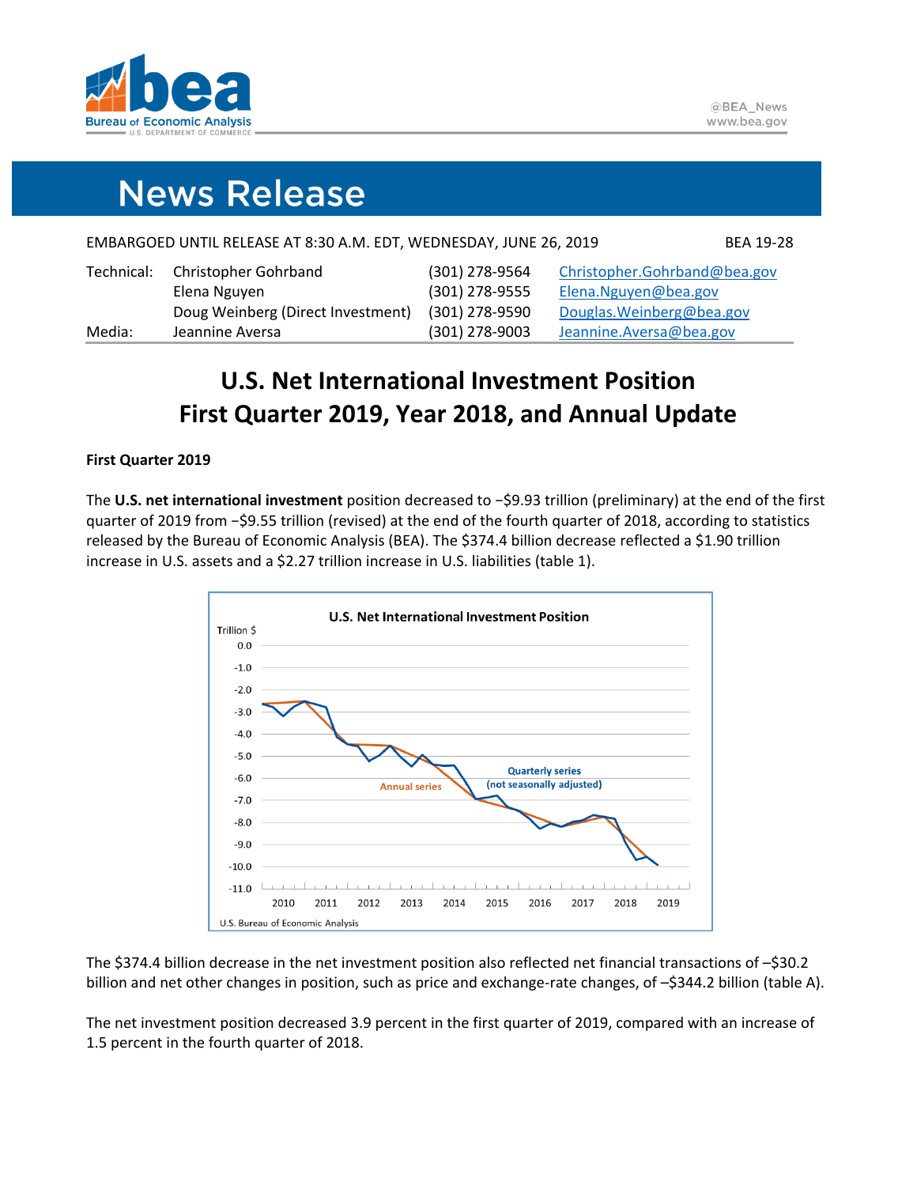@BEA_News
www.bea.gov

# News Release

EMBARGOED UNTIL RELEASE AT 8:30 A.M. EDT, WEDNESDAY, JUNE 26, 2019 BEA 19-28

| | | | |
|---|---|---|---|
| Technical: | Christopher Gohrband | (301) 278-9564 | Christopher.Gohrband@bea.gov |
| | Elena Nguyen | (301) 278-9555 | Elena.Nguyen@bea.gov |
| | Doug Weinberg (Direct Investment) | (301) 278-9590 | Douglas.Weinberg@bea.gov |
| Media: | Jeannine Aversa | (301) 278-9003 | Jeannine.Aversa@bea.gov |

# U.S. Net International Investment Position First Quarter 2019, Year 2018, and Annual Update

**First Quarter 2019**

The **U.S. net international investment** position decreased to −$9.93 trillion (preliminary) at the end of the first quarter of 2019 from −$9.55 trillion (revised) at the end of the fourth quarter of 2018, according to statistics released by the Bureau of Economic Analysis (BEA). The $374.4 billion decrease reflected a $1.90 trillion increase in U.S. assets and a $2.27 trillion increase in U.S. liabilities (table 1).

U.S. Net International Investment Position

Trillion $

0.0
-1.0
-2.0
-3.0
-4.0
-5.0
-6.0
-7.0
-8.0
-9.0
-10.0
-11.0

2010 2011 2012 2013 2014 2015 2016 2017 2018 2019

Annual series

Quarterly series (not seasonally adjusted)

U.S. Bureau of Economic Analysis

The $374.4 billion decrease in the net investment position also reflected net financial transactions of –$30.2 billion and net other changes in position, such as price and exchange-rate changes, of –$344.2 billion (table A).

The net investment position decreased 3.9 percent in the first quarter of 2019, compared with an increase of 1.5 percent in the fourth quarter of 2018.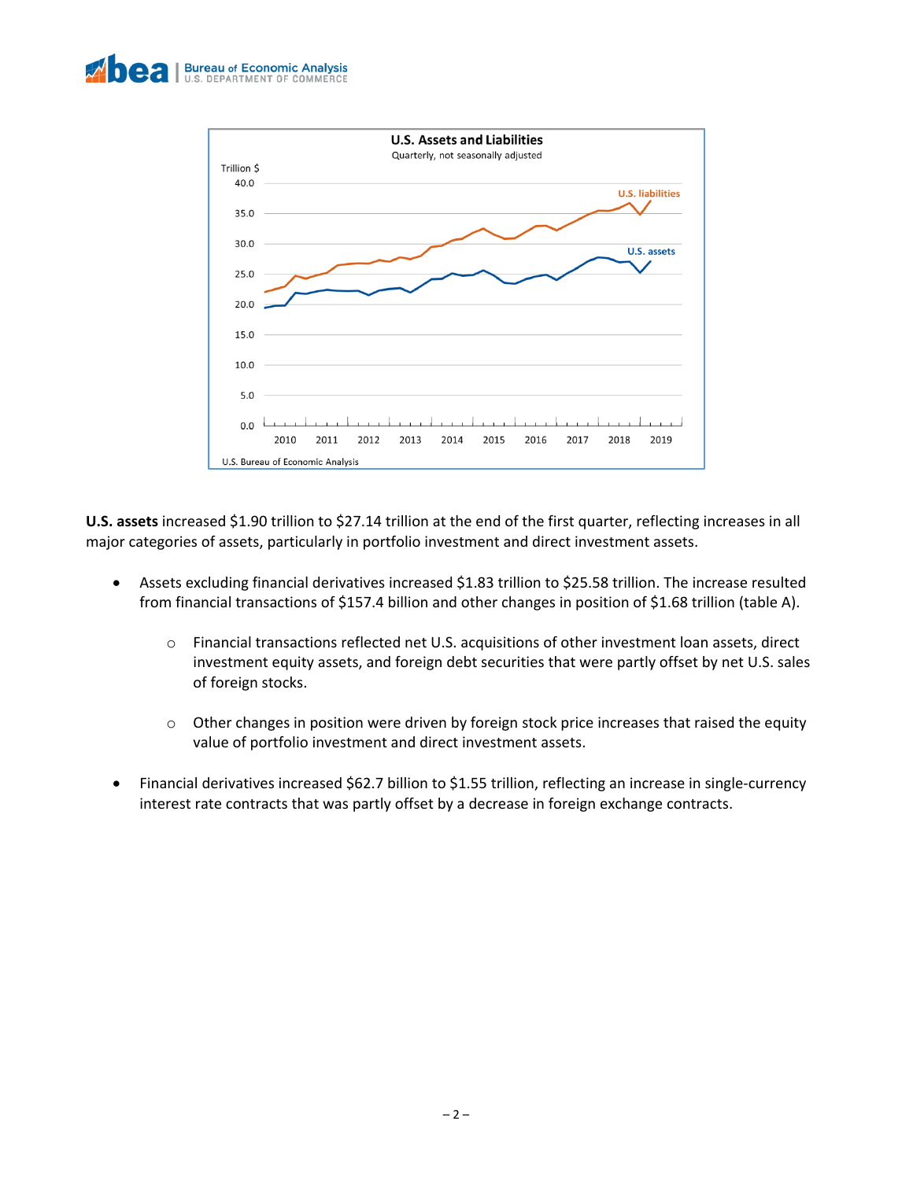U.S. Assets and Liabilities
Quarterly, not seasonally adjusted

Trillion $

40.0
35.0
30.0
25.0
20.0
15.0
10.0
5.0
0.0

2010 2011 2012 2013 2014 2015 2016 2017 2018 2019

U.S. liabilities
U.S. assets

U.S. Bureau of Economic Analysis

**U.S. assets** increased $1.90 trillion to $27.14 trillion at the end of the first quarter, reflecting increases in all major categories of assets, particularly in portfolio investment and direct investment assets.

- Assets excluding financial derivatives increased $1.83 trillion to $25.58 trillion. The increase resulted from financial transactions of $157.4 billion and other changes in position of $1.68 trillion (table A).
  - Financial transactions reflected net U.S. acquisitions of other investment loan assets, direct investment equity assets, and foreign debt securities that were partly offset by net U.S. sales of foreign stocks.
  - Other changes in position were driven by foreign stock price increases that raised the equity value of portfolio investment and direct investment assets.
- Financial derivatives increased $62.7 billion to $1.55 trillion, reflecting an increase in single-currency interest rate contracts that was partly offset by a decrease in foreign exchange contracts.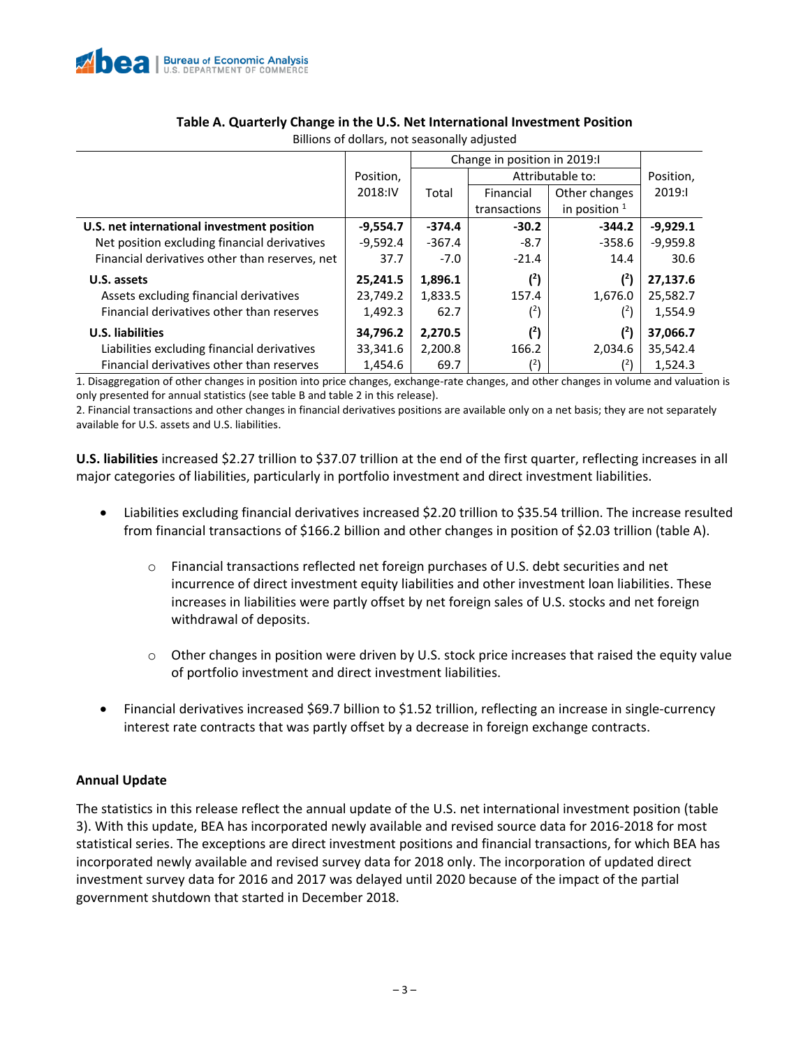**Table A. Quarterly Change in the U.S. Net International Investment Position**

Billions of dollars, not seasonally adjusted

| | Position, 2018:IV | Change in position in 2019:I | | | Position, 2019:I |
|---|---|---|---|---|---|
| | | Total | Attributable to: | | |
| | | | Financial transactions | Other changes in position [1] | |
| **U.S. net international investment position** | **-9,554.7** | **-374.4** | **-30.2** | **-344.2** | **-9,929.1** |
| Net position excluding financial derivatives | -9,592.4 | -367.4 | -8.7 | -358.6 | -9,959.8 |
| Financial derivatives other than reserves, net | 37.7 | -7.0 | -21.4 | 14.4 | 30.6 |
| **U.S. assets** | **25,241.5** | **1,896.1** | **([2])** | **([2])** | **27,137.6** |
| Assets excluding financial derivatives | 23,749.2 | 1,833.5 | 157.4 | 1,676.0 | 25,582.7 |
| Financial derivatives other than reserves | 1,492.3 | 62.7 | ([2]) | ([2]) | 1,554.9 |
| **U.S. liabilities** | **34,796.2** | **2,270.5** | **([2])** | **([2])** | **37,066.7** |
| Liabilities excluding financial derivatives | 33,341.6 | 2,200.8 | 166.2 | 2,034.6 | 35,542.4 |
| Financial derivatives other than reserves | 1,454.6 | 69.7 | ([2]) | ([2]) | 1,524.3 |

1. Disaggregation of other changes in position into price changes, exchange-rate changes, and other changes in volume and valuation is only presented for annual statistics (see table B and table 2 in this release).

2. Financial transactions and other changes in financial derivatives positions are available only on a net basis; they are not separately available for U.S. assets and U.S. liabilities.

**U.S. liabilities** increased $2.27 trillion to $37.07 trillion at the end of the first quarter, reflecting increases in all major categories of liabilities, particularly in portfolio investment and direct investment liabilities.

- Liabilities excluding financial derivatives increased $2.20 trillion to $35.54 trillion. The increase resulted from financial transactions of $166.2 billion and other changes in position of $2.03 trillion (table A).
  - Financial transactions reflected net foreign purchases of U.S. debt securities and net incurrence of direct investment equity liabilities and other investment loan liabilities. These increases in liabilities were partly offset by net foreign sales of U.S. stocks and net foreign withdrawal of deposits.
  - Other changes in position were driven by U.S. stock price increases that raised the equity value of portfolio investment and direct investment liabilities.
- Financial derivatives increased $69.7 billion to $1.52 trillion, reflecting an increase in single-currency interest rate contracts that was partly offset by a decrease in foreign exchange contracts.

### Annual Update

The statistics in this release reflect the annual update of the U.S. net international investment position (table 3). With this update, BEA has incorporated newly available and revised source data for 2016-2018 for most statistical series. The exceptions are direct investment positions and financial transactions, for which BEA has incorporated newly available and revised survey data for 2018 only. The incorporation of updated direct investment survey data for 2016 and 2017 was delayed until 2020 because of the impact of the partial government shutdown that started in December 2018.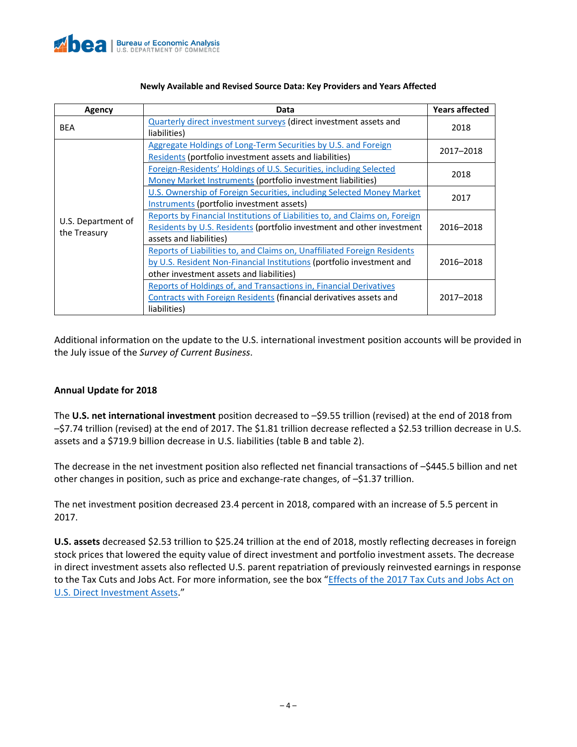**Newly Available and Revised Source Data: Key Providers and Years Affected**

| Agency | Data | Years affected |
|---|---|---|
| BEA | Quarterly direct investment surveys (direct investment assets and liabilities) | 2018 |
| U.S. Department of the Treasury | Aggregate Holdings of Long-Term Securities by U.S. and Foreign Residents (portfolio investment assets and liabilities) | 2017–2018 |
| | Foreign-Residents' Holdings of U.S. Securities, including Selected Money Market Instruments (portfolio investment liabilities) | 2018 |
| | U.S. Ownership of Foreign Securities, including Selected Money Market Instruments (portfolio investment assets) | 2017 |
| | Reports by Financial Institutions of Liabilities to, and Claims on, Foreign Residents by U.S. Residents (portfolio investment and other investment assets and liabilities) | 2016–2018 |
| | Reports of Liabilities to, and Claims on, Unaffiliated Foreign Residents by U.S. Resident Non-Financial Institutions (portfolio investment and other investment assets and liabilities) | 2016–2018 |
| | Reports of Holdings of, and Transactions in, Financial Derivatives Contracts with Foreign Residents (financial derivatives assets and liabilities) | 2017–2018 |

Additional information on the update to the U.S. international investment position accounts will be provided in the July issue of the *Survey of Current Business*.

**Annual Update for 2018**

The **U.S. net international investment** position decreased to –$9.55 trillion (revised) at the end of 2018 from –$7.74 trillion (revised) at the end of 2017. The $1.81 trillion decrease reflected a $2.53 trillion decrease in U.S. assets and a $719.9 billion decrease in U.S. liabilities (table B and table 2).

The decrease in the net investment position also reflected net financial transactions of –$445.5 billion and net other changes in position, such as price and exchange-rate changes, of –$1.37 trillion.

The net investment position decreased 23.4 percent in 2018, compared with an increase of 5.5 percent in 2017.

**U.S. assets** decreased $2.53 trillion to $25.24 trillion at the end of 2018, mostly reflecting decreases in foreign stock prices that lowered the equity value of direct investment and portfolio investment assets. The decrease in direct investment assets also reflected U.S. parent repatriation of previously reinvested earnings in response to the Tax Cuts and Jobs Act. For more information, see the box "Effects of the 2017 Tax Cuts and Jobs Act on U.S. Direct Investment Assets."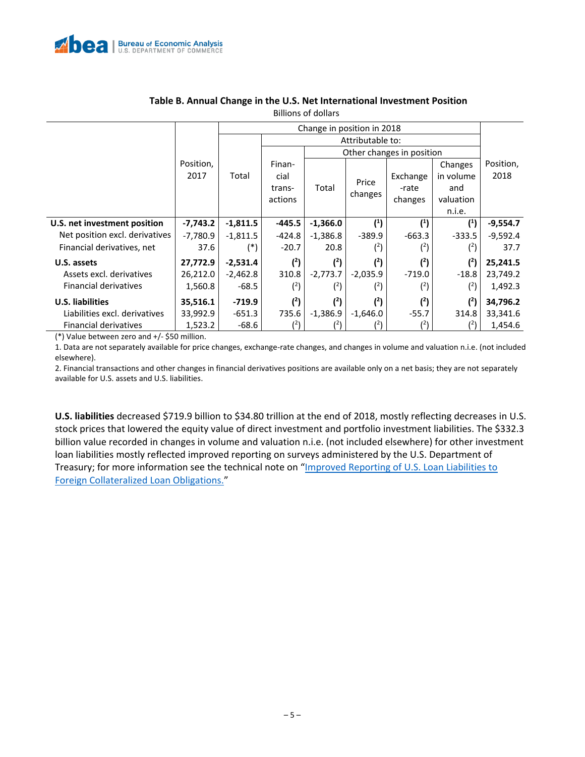**Table B. Annual Change in the U.S. Net International Investment Position**

Billions of dollars

| | Position, 2017 | Change in position in 2018 | | | | | | | Position, 2018 |
|---|---|---|---|---|---|---|---|---|---|
| | | Total | Attributable to: | | | | | | |
| | | | Financial transactions | Other changes in position | | | | | |
| | | | | Total | Price changes | Exchange-rate changes | Changes in volume and valuation n.i.e. | | |
| **U.S. net investment position** | **-7,743.2** | **-1,811.5** | **-445.5** | **-1,366.0** | **(1)** | **(1)** | **(1)** | | **-9,554.7** |
| Net position excl. derivatives | -7,780.9 | -1,811.5 | -424.8 | -1,386.8 | -389.9 | -663.3 | -333.5 | | -9,592.4 |
| Financial derivatives, net | 37.6 | (*) | -20.7 | 20.8 | (2) | (2) | (2) | | 37.7 |
| **U.S. assets** | **27,772.9** | **-2,531.4** | **(2)** | **(2)** | **(2)** | **(2)** | **(2)** | | **25,241.5** |
| Assets excl. derivatives | 26,212.0 | -2,462.8 | 310.8 | -2,773.7 | -2,035.9 | -719.0 | -18.8 | | 23,749.2 |
| Financial derivatives | 1,560.8 | -68.5 | (2) | (2) | (2) | (2) | (2) | | 1,492.3 |
| **U.S. liabilities** | **35,516.1** | **-719.9** | **(2)** | **(2)** | **(2)** | **(2)** | **(2)** | | **34,796.2** |
| Liabilities excl. derivatives | 33,992.9 | -651.3 | 735.6 | -1,386.9 | -1,646.0 | -55.7 | 314.8 | | 33,341.6 |
| Financial derivatives | 1,523.2 | -68.6 | (2) | (2) | (2) | (2) | (2) | | 1,454.6 |

(*) Value between zero and +/- $50 million.

1. Data are not separately available for price changes, exchange-rate changes, and changes in volume and valuation n.i.e. (not included elsewhere).

2. Financial transactions and other changes in financial derivatives positions are available only on a net basis; they are not separately available for U.S. assets and U.S. liabilities.

**U.S. liabilities** decreased $719.9 billion to $34.80 trillion at the end of 2018, mostly reflecting decreases in U.S. stock prices that lowered the equity value of direct investment and portfolio investment liabilities. The $332.3 billion value recorded in changes in volume and valuation n.i.e. (not included elsewhere) for other investment loan liabilities mostly reflected improved reporting on surveys administered by the U.S. Department of Treasury; for more information see the technical note on "Improved Reporting of U.S. Loan Liabilities to Foreign Collateralized Loan Obligations."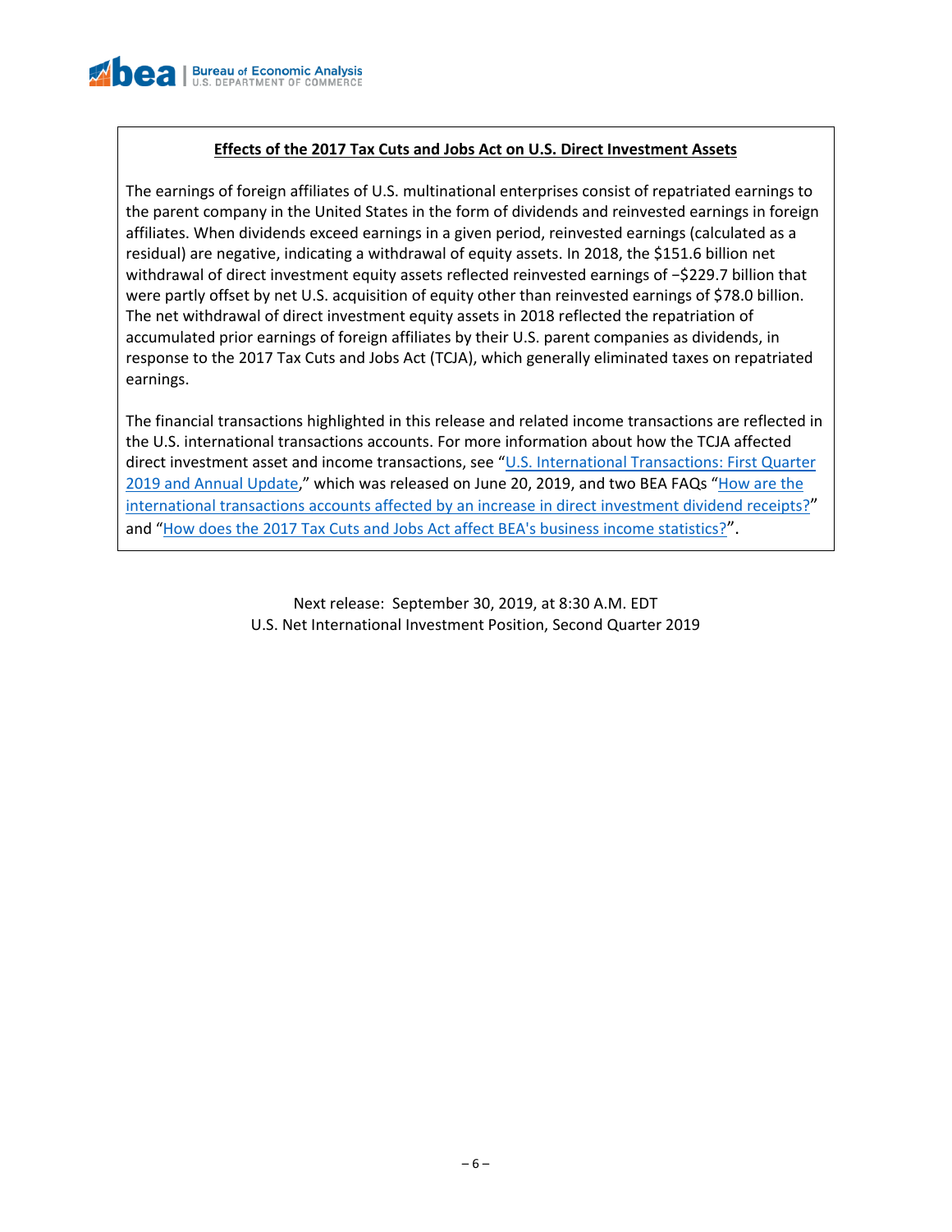**Effects of the 2017 Tax Cuts and Jobs Act on U.S. Direct Investment Assets**

The earnings of foreign affiliates of U.S. multinational enterprises consist of repatriated earnings to the parent company in the United States in the form of dividends and reinvested earnings in foreign affiliates. When dividends exceed earnings in a given period, reinvested earnings (calculated as a residual) are negative, indicating a withdrawal of equity assets. In 2018, the $151.6 billion net withdrawal of direct investment equity assets reflected reinvested earnings of −$229.7 billion that were partly offset by net U.S. acquisition of equity other than reinvested earnings of $78.0 billion. The net withdrawal of direct investment equity assets in 2018 reflected the repatriation of accumulated prior earnings of foreign affiliates by their U.S. parent companies as dividends, in response to the 2017 Tax Cuts and Jobs Act (TCJA), which generally eliminated taxes on repatriated earnings.

The financial transactions highlighted in this release and related income transactions are reflected in the U.S. international transactions accounts. For more information about how the TCJA affected direct investment asset and income transactions, see "U.S. International Transactions: First Quarter 2019 and Annual Update," which was released on June 20, 2019, and two BEA FAQs "How are the international transactions accounts affected by an increase in direct investment dividend receipts?" and "How does the 2017 Tax Cuts and Jobs Act affect BEA's business income statistics?".

Next release: September 30, 2019, at 8:30 A.M. EDT
U.S. Net International Investment Position, Second Quarter 2019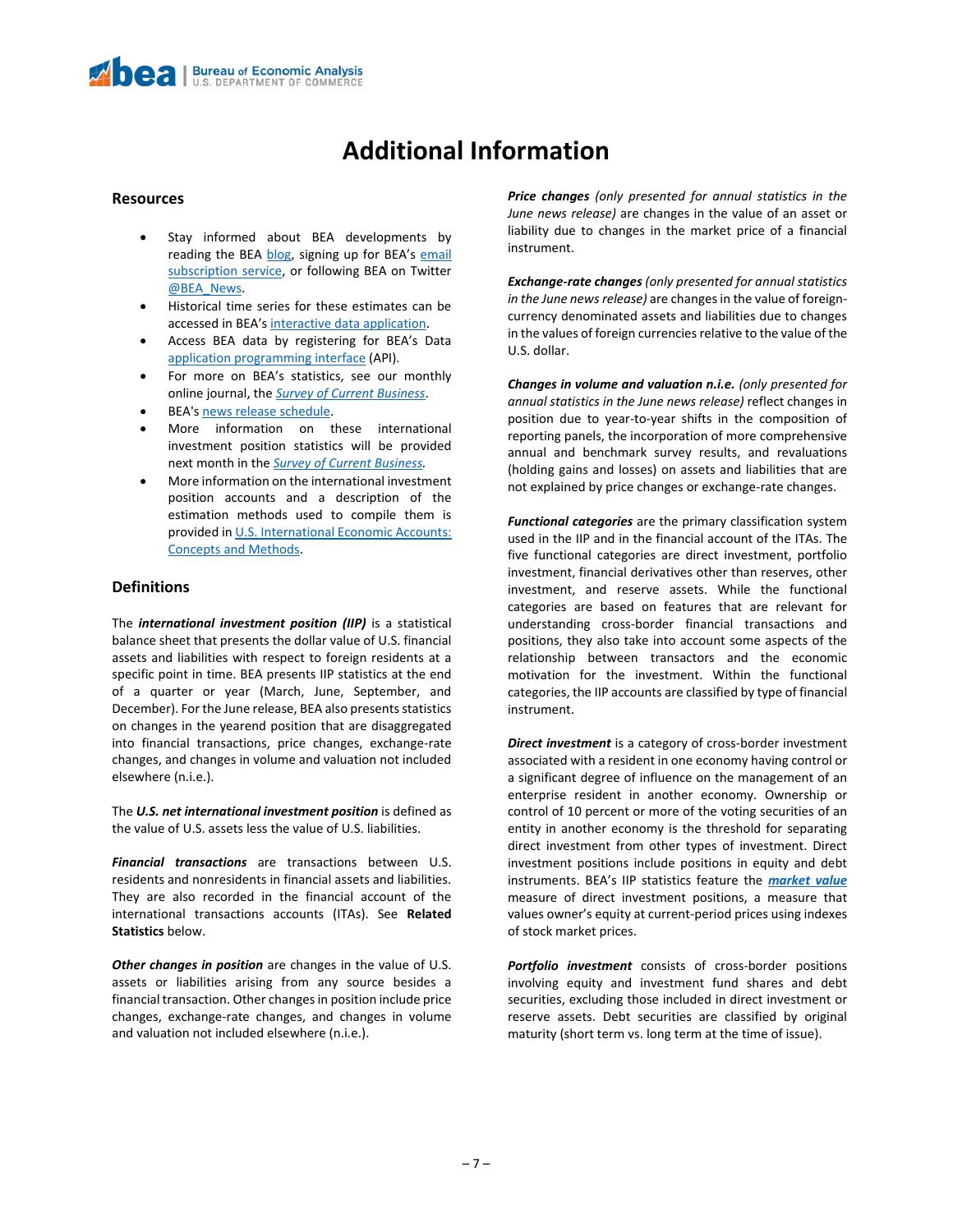# Additional Information

## Resources

- Stay informed about BEA developments by reading the BEA blog, signing up for BEA's email subscription service, or following BEA on Twitter @BEA_News.
- Historical time series for these estimates can be accessed in BEA's interactive data application.
- Access BEA data by registering for BEA's Data application programming interface (API).
- For more on BEA's statistics, see our monthly online journal, the *Survey of Current Business*.
- BEA's news release schedule.
- More information on these international investment position statistics will be provided next month in the *Survey of Current Business*.
- More information on the international investment position accounts and a description of the estimation methods used to compile them is provided in U.S. International Economic Accounts: Concepts and Methods.

## Definitions

The ***international investment position (IIP)*** is a statistical balance sheet that presents the dollar value of U.S. financial assets and liabilities with respect to foreign residents at a specific point in time. BEA presents IIP statistics at the end of a quarter or year (March, June, September, and December). For the June release, BEA also presents statistics on changes in the yearend position that are disaggregated into financial transactions, price changes, exchange-rate changes, and changes in volume and valuation not included elsewhere (n.i.e.).

The ***U.S. net international investment position*** is defined as the value of U.S. assets less the value of U.S. liabilities.

***Financial transactions*** are transactions between U.S. residents and nonresidents in financial assets and liabilities. They are also recorded in the financial account of the international transactions accounts (ITAs). See **Related Statistics** below.

***Other changes in position*** are changes in the value of U.S. assets or liabilities arising from any source besides a financial transaction. Other changes in position include price changes, exchange-rate changes, and changes in volume and valuation not included elsewhere (n.i.e.).

***Price changes*** *(only presented for annual statistics in the June news release)* are changes in the value of an asset or liability due to changes in the market price of a financial instrument.

***Exchange-rate changes*** *(only presented for annual statistics in the June news release)* are changes in the value of foreign-currency denominated assets and liabilities due to changes in the values of foreign currencies relative to the value of the U.S. dollar.

***Changes in volume and valuation n.i.e.*** *(only presented for annual statistics in the June news release)* reflect changes in position due to year-to-year shifts in the composition of reporting panels, the incorporation of more comprehensive annual and benchmark survey results, and revaluations (holding gains and losses) on assets and liabilities that are not explained by price changes or exchange-rate changes.

***Functional categories*** are the primary classification system used in the IIP and in the financial account of the ITAs. The five functional categories are direct investment, portfolio investment, financial derivatives other than reserves, other investment, and reserve assets. While the functional categories are based on features that are relevant for understanding cross-border financial transactions and positions, they also take into account some aspects of the relationship between transactors and the economic motivation for the investment. Within the functional categories, the IIP accounts are classified by type of financial instrument.

***Direct investment*** is a category of cross-border investment associated with a resident in one economy having control or a significant degree of influence on the management of an enterprise resident in another economy. Ownership or control of 10 percent or more of the voting securities of an entity in another economy is the threshold for separating direct investment from other types of investment. Direct investment positions include positions in equity and debt instruments. BEA's IIP statistics feature the ***market value*** measure of direct investment positions, a measure that values owner's equity at current-period prices using indexes of stock market prices.

***Portfolio investment*** consists of cross-border positions involving equity and investment fund shares and debt securities, excluding those included in direct investment or reserve assets. Debt securities are classified by original maturity (short term vs. long term at the time of issue).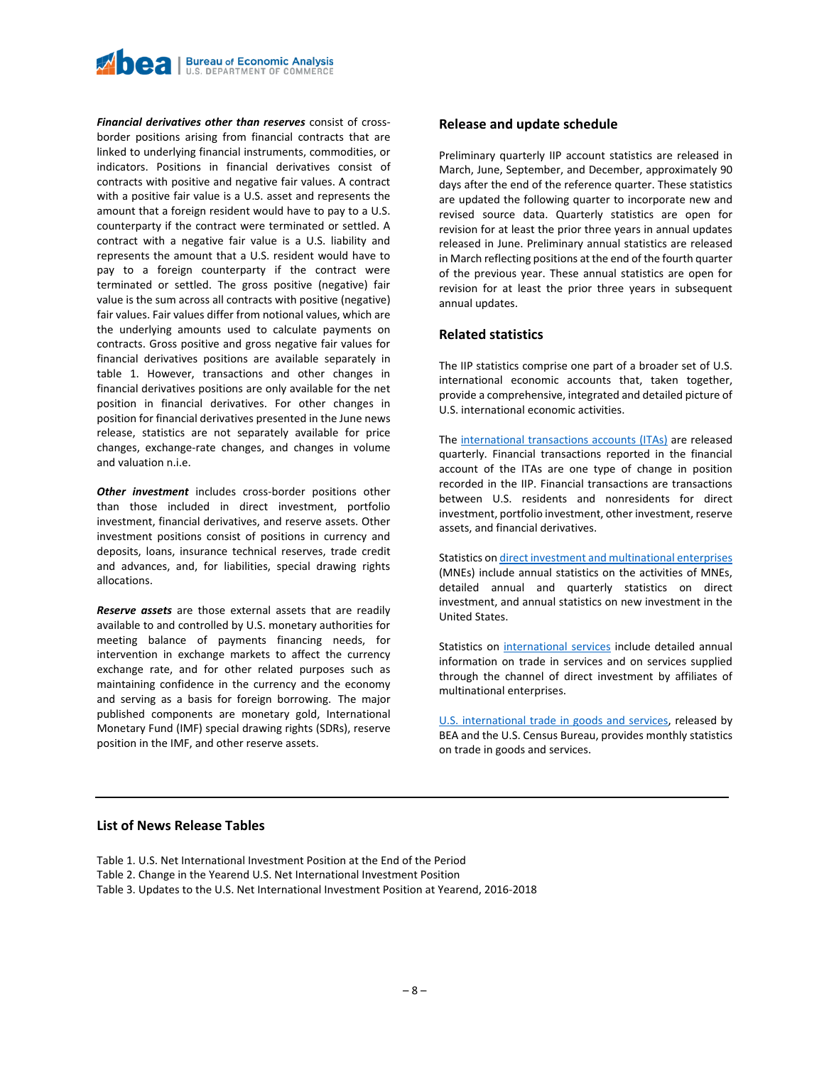***Financial derivatives other than reserves*** consist of cross-border positions arising from financial contracts that are linked to underlying financial instruments, commodities, or indicators. Positions in financial derivatives consist of contracts with positive and negative fair values. A contract with a positive fair value is a U.S. asset and represents the amount that a foreign resident would have to pay to a U.S. counterparty if the contract were terminated or settled. A contract with a negative fair value is a U.S. liability and represents the amount that a U.S. resident would have to pay to a foreign counterparty if the contract were terminated or settled. The gross positive (negative) fair value is the sum across all contracts with positive (negative) fair values. Fair values differ from notional values, which are the underlying amounts used to calculate payments on contracts. Gross positive and gross negative fair values for financial derivatives positions are available separately in table 1. However, transactions and other changes in financial derivatives positions are only available for the net position in financial derivatives. For other changes in position for financial derivatives presented in the June news release, statistics are not separately available for price changes, exchange-rate changes, and changes in volume and valuation n.i.e.

***Other investment*** includes cross-border positions other than those included in direct investment, portfolio investment, financial derivatives, and reserve assets. Other investment positions consist of positions in currency and deposits, loans, insurance technical reserves, trade credit and advances, and, for liabilities, special drawing rights allocations.

***Reserve assets*** are those external assets that are readily available to and controlled by U.S. monetary authorities for meeting balance of payments financing needs, for intervention in exchange markets to affect the currency exchange rate, and for other related purposes such as maintaining confidence in the currency and the economy and serving as a basis for foreign borrowing. The major published components are monetary gold, International Monetary Fund (IMF) special drawing rights (SDRs), reserve position in the IMF, and other reserve assets.

## Release and update schedule

Preliminary quarterly IIP account statistics are released in March, June, September, and December, approximately 90 days after the end of the reference quarter. These statistics are updated the following quarter to incorporate new and revised source data. Quarterly statistics are open for revision for at least the prior three years in annual updates released in June. Preliminary annual statistics are released in March reflecting positions at the end of the fourth quarter of the previous year. These annual statistics are open for revision for at least the prior three years in subsequent annual updates.

## Related statistics

The IIP statistics comprise one part of a broader set of U.S. international economic accounts that, taken together, provide a comprehensive, integrated and detailed picture of U.S. international economic activities.

The international transactions accounts (ITAs) are released quarterly. Financial transactions reported in the financial account of the ITAs are one type of change in position recorded in the IIP. Financial transactions are transactions between U.S. residents and nonresidents for direct investment, portfolio investment, other investment, reserve assets, and financial derivatives.

Statistics on direct investment and multinational enterprises (MNEs) include annual statistics on the activities of MNEs, detailed annual and quarterly statistics on direct investment, and annual statistics on new investment in the United States.

Statistics on international services include detailed annual information on trade in services and on services supplied through the channel of direct investment by affiliates of multinational enterprises.

U.S. international trade in goods and services, released by BEA and the U.S. Census Bureau, provides monthly statistics on trade in goods and services.

---

## List of News Release Tables

Table 1. U.S. Net International Investment Position at the End of the Period
Table 2. Change in the Yearend U.S. Net International Investment Position
Table 3. Updates to the U.S. Net International Investment Position at Yearend, 2016-2018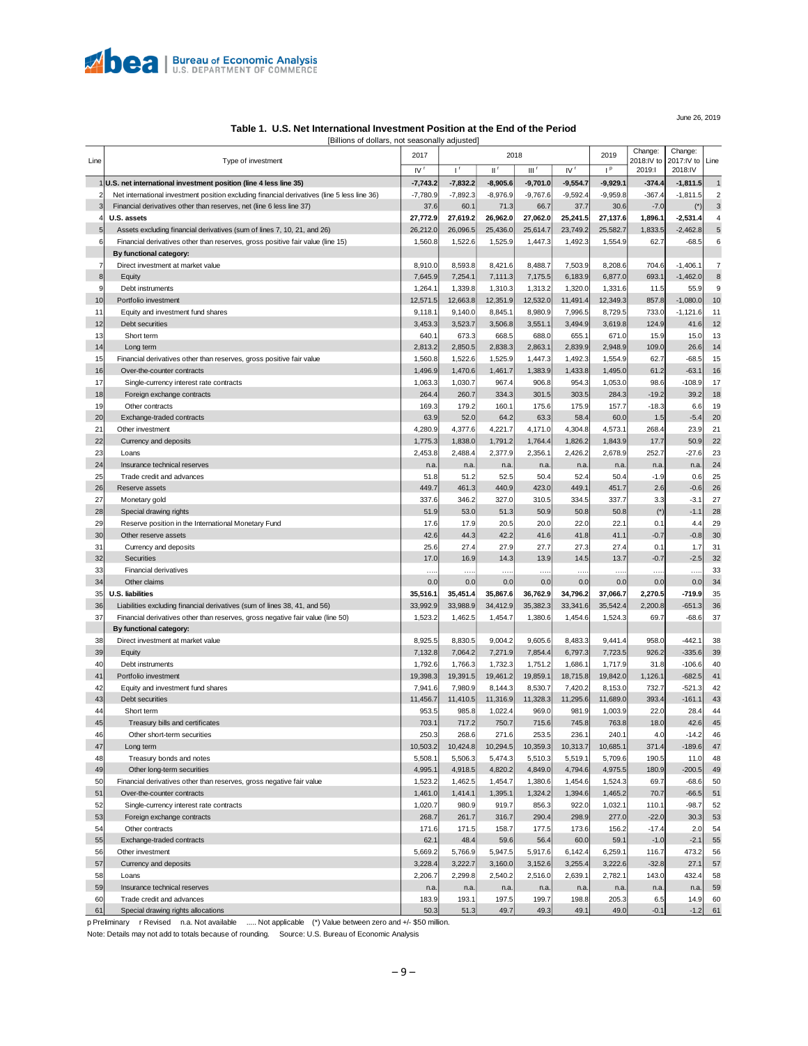June 26, 2019

**Table 1. U.S. Net International Investment Position at the End of the Period**

[Billions of dollars, not seasonally adjusted]

| Line | Type of investment | 2017 IV [r] | 2018 I [r] | 2018 II [r] | 2018 III [r] | 2018 IV [r] | 2019 I [p] | Change: 2018:IV to 2019:I | Change: 2017:IV to 2018:IV | Line |
|---|---|---|---|---|---|---|---|---|---|---|
| 1 | **U.S. net international investment position (line 4 less line 35)** | **-7,743.2** | **-7,832.2** | **-8,905.6** | **-9,701.0** | **-9,554.7** | **-9,929.1** | **-374.4** | **-1,811.5** | 1 |
| 2 | Net international investment position excluding financial derivatives (line 5 less line 36) | -7,780.9 | -7,892.3 | -8,976.9 | -9,767.6 | -9,592.4 | -9,959.8 | -367.4 | -1,811.5 | 2 |
| 3 | Financial derivatives other than reserves, net (line 6 less line 37) | 37.6 | 60.1 | 71.3 | 66.7 | 37.7 | 30.6 | -7.0 | (*) | 3 |
| 4 | **U.S. assets** | **27,772.9** | **27,619.2** | **26,962.0** | **27,062.0** | **25,241.5** | **27,137.6** | **1,896.1** | **-2,531.4** | 4 |
| 5 | Assets excluding financial derivatives (sum of lines 7, 10, 21, and 26) | 26,212.0 | 26,096.5 | 25,436.0 | 25,614.7 | 23,749.2 | 25,582.7 | 1,833.5 | -2,462.8 | 5 |
| 6 | Financial derivatives other than reserves, gross positive fair value (line 15) | 1,560.8 | 1,522.6 | 1,525.9 | 1,447.3 | 1,492.3 | 1,554.9 | 62.7 | -68.5 | 6 |
| | **By functional category:** | | | | | | | | | |
| 7 | Direct investment at market value | 8,910.0 | 8,593.8 | 8,421.6 | 8,488.7 | 7,503.9 | 8,208.6 | 704.6 | -1,406.1 | 7 |
| 8 | Equity | 7,645.9 | 7,254.1 | 7,111.3 | 7,175.5 | 6,183.9 | 6,877.0 | 693.1 | -1,462.0 | 8 |
| 9 | Debt instruments | 1,264.1 | 1,339.8 | 1,310.3 | 1,313.2 | 1,320.0 | 1,331.6 | 11.5 | 55.9 | 9 |
| 10 | Portfolio investment | 12,571.5 | 12,663.8 | 12,351.9 | 12,532.0 | 11,491.4 | 12,349.3 | 857.8 | -1,080.0 | 10 |
| 11 | Equity and investment fund shares | 9,118.1 | 9,140.0 | 8,845.1 | 8,980.9 | 7,996.5 | 8,729.5 | 733.0 | -1,121.6 | 11 |
| 12 | Debt securities | 3,453.3 | 3,523.7 | 3,506.8 | 3,551.1 | 3,494.9 | 3,619.8 | 124.9 | 41.6 | 12 |
| 13 | Short term | 640.1 | 673.3 | 668.5 | 688.0 | 655.1 | 671.0 | 15.9 | 15.0 | 13 |
| 14 | Long term | 2,813.2 | 2,850.5 | 2,838.3 | 2,863.1 | 2,839.9 | 2,948.9 | 109.0 | 26.6 | 14 |
| 15 | Financial derivatives other than reserves, gross positive fair value | 1,560.8 | 1,522.6 | 1,525.9 | 1,447.3 | 1,492.3 | 1,554.9 | 62.7 | -68.5 | 15 |
| 16 | Over-the-counter contracts | 1,496.9 | 1,470.6 | 1,461.7 | 1,383.9 | 1,433.8 | 1,495.0 | 61.2 | -63.1 | 16 |
| 17 | Single-currency interest rate contracts | 1,063.3 | 1,030.7 | 967.4 | 906.8 | 954.3 | 1,053.0 | 98.6 | -108.9 | 17 |
| 18 | Foreign exchange contracts | 264.4 | 260.7 | 334.3 | 301.5 | 303.5 | 284.3 | -19.2 | 39.2 | 18 |
| 19 | Other contracts | 169.3 | 179.2 | 160.1 | 175.6 | 175.9 | 157.7 | -18.3 | 6.6 | 19 |
| 20 | Exchange-traded contracts | 63.9 | 52.0 | 64.2 | 63.3 | 58.4 | 60.0 | 1.5 | -5.4 | 20 |
| 21 | Other investment | 4,280.9 | 4,377.6 | 4,221.7 | 4,171.0 | 4,304.8 | 4,573.1 | 268.4 | 23.9 | 21 |
| 22 | Currency and deposits | 1,775.3 | 1,838.0 | 1,791.2 | 1,764.4 | 1,826.2 | 1,843.9 | 17.7 | 50.9 | 22 |
| 23 | Loans | 2,453.8 | 2,488.4 | 2,377.9 | 2,356.1 | 2,426.2 | 2,678.9 | 252.7 | -27.6 | 23 |
| 24 | Insurance technical reserves | n.a. | n.a. | n.a. | n.a. | n.a. | n.a. | n.a. | n.a. | 24 |
| 25 | Trade credit and advances | 51.8 | 51.2 | 52.5 | 50.4 | 52.4 | 50.4 | -1.9 | 0.6 | 25 |
| 26 | Reserve assets | 449.7 | 461.3 | 440.9 | 423.0 | 449.1 | 451.7 | 2.6 | -0.6 | 26 |
| 27 | Monetary gold | 337.6 | 346.2 | 327.0 | 310.5 | 334.5 | 337.7 | 3.3 | -3.1 | 27 |
| 28 | Special drawing rights | 51.9 | 53.0 | 51.3 | 50.9 | 50.8 | 50.8 | (*) | -1.1 | 28 |
| 29 | Reserve position in the International Monetary Fund | 17.6 | 17.9 | 20.5 | 20.0 | 22.0 | 22.1 | 0.1 | 4.4 | 29 |
| 30 | Other reserve assets | 42.6 | 44.3 | 42.2 | 41.6 | 41.8 | 41.1 | -0.7 | -0.8 | 30 |
| 31 | Currency and deposits | 25.6 | 27.4 | 27.9 | 27.7 | 27.3 | 27.4 | 0.1 | 1.7 | 31 |
| 32 | Securities | 17.0 | 16.9 | 14.3 | 13.9 | 14.5 | 13.7 | -0.7 | -2.5 | 32 |
| 33 | Financial derivatives | ..... | ..... | ..... | ..... | ..... | ..... | ..... | ..... | 33 |
| 34 | Other claims | 0.0 | 0.0 | 0.0 | 0.0 | 0.0 | 0.0 | 0.0 | 0.0 | 34 |
| 35 | **U.S. liabilities** | **35,516.1** | **35,451.4** | **35,867.6** | **36,762.9** | **34,796.2** | **37,066.7** | **2,270.5** | **-719.9** | 35 |
| 36 | Liabilities excluding financial derivatives (sum of lines 38, 41, and 56) | 33,992.9 | 33,988.9 | 34,412.9 | 35,382.3 | 33,341.6 | 35,542.4 | 2,200.8 | -651.3 | 36 |
| 37 | Financial derivatives other than reserves, gross negative fair value (line 50) | 1,523.2 | 1,462.5 | 1,454.7 | 1,380.6 | 1,454.6 | 1,524.3 | 69.7 | -68.6 | 37 |
| | **By functional category:** | | | | | | | | | |
| 38 | Direct investment at market value | 8,925.5 | 8,830.5 | 9,004.2 | 9,605.6 | 8,483.3 | 9,441.4 | 958.0 | -442.1 | 38 |
| 39 | Equity | 7,132.8 | 7,064.2 | 7,271.9 | 7,854.4 | 6,797.3 | 7,723.5 | 926.2 | -335.6 | 39 |
| 40 | Debt instruments | 1,792.6 | 1,766.3 | 1,732.3 | 1,751.2 | 1,686.1 | 1,717.9 | 31.8 | -106.6 | 40 |
| 41 | Portfolio investment | 19,398.3 | 19,391.5 | 19,461.2 | 19,859.1 | 18,715.8 | 19,842.0 | 1,126.1 | -682.5 | 41 |
| 42 | Equity and investment fund shares | 7,941.6 | 7,980.9 | 8,144.3 | 8,530.7 | 7,420.2 | 8,153.0 | 732.7 | -521.3 | 42 |
| 43 | Debt securities | 11,456.7 | 11,410.5 | 11,316.9 | 11,328.3 | 11,295.6 | 11,689.0 | 393.4 | -161.1 | 43 |
| 44 | Short term | 953.5 | 985.8 | 1,022.4 | 969.0 | 981.9 | 1,003.9 | 22.0 | 28.4 | 44 |
| 45 | Treasury bills and certificates | 703.1 | 717.2 | 750.7 | 715.6 | 745.8 | 763.8 | 18.0 | 42.6 | 45 |
| 46 | Other short-term securities | 250.3 | 268.6 | 271.6 | 253.5 | 236.1 | 240.1 | 4.0 | -14.2 | 46 |
| 47 | Long term | 10,503.2 | 10,424.8 | 10,294.5 | 10,359.3 | 10,313.7 | 10,685.1 | 371.4 | -189.6 | 47 |
| 48 | Treasury bonds and notes | 5,508.1 | 5,506.3 | 5,474.3 | 5,510.3 | 5,519.1 | 5,709.6 | 190.5 | 11.0 | 48 |
| 49 | Other long-term securities | 4,995.1 | 4,918.5 | 4,820.2 | 4,849.0 | 4,794.6 | 4,975.5 | 180.9 | -200.5 | 49 |
| 50 | Financial derivatives other than reserves, gross negative fair value | 1,523.2 | 1,462.5 | 1,454.7 | 1,380.6 | 1,454.6 | 1,524.3 | 69.7 | -68.6 | 50 |
| 51 | Over-the-counter contracts | 1,461.0 | 1,414.1 | 1,395.1 | 1,324.2 | 1,394.6 | 1,465.2 | 70.7 | -66.5 | 51 |
| 52 | Single-currency interest rate contracts | 1,020.7 | 980.9 | 919.7 | 856.3 | 922.0 | 1,032.1 | 110.1 | -98.7 | 52 |
| 53 | Foreign exchange contracts | 268.7 | 261.7 | 316.7 | 290.4 | 298.9 | 277.0 | -22.0 | 30.3 | 53 |
| 54 | Other contracts | 171.6 | 171.5 | 158.7 | 177.5 | 173.6 | 156.2 | -17.4 | 2.0 | 54 |
| 55 | Exchange-traded contracts | 62.1 | 48.4 | 59.6 | 56.4 | 60.0 | 59.1 | -1.0 | -2.1 | 55 |
| 56 | Other investment | 5,669.2 | 5,766.9 | 5,947.5 | 5,917.6 | 6,142.4 | 6,259.1 | 116.7 | 473.2 | 56 |
| 57 | Currency and deposits | 3,228.4 | 3,222.7 | 3,160.0 | 3,152.6 | 3,255.4 | 3,222.6 | -32.8 | 27.1 | 57 |
| 58 | Loans | 2,206.7 | 2,299.8 | 2,540.2 | 2,516.0 | 2,639.1 | 2,782.1 | 143.0 | 432.4 | 58 |
| 59 | Insurance technical reserves | n.a. | n.a. | n.a. | n.a. | n.a. | n.a. | n.a. | n.a. | 59 |
| 60 | Trade credit and advances | 183.9 | 193.1 | 197.5 | 199.7 | 198.8 | 205.3 | 6.5 | 14.9 | 60 |
| 61 | Special drawing rights allocations | 50.3 | 51.3 | 49.7 | 49.3 | 49.1 | 49.0 | -0.1 | -1.2 | 61 |

p Preliminary   r Revised   n.a. Not available   ..... Not applicable   (*) Value between zero and +/- $50 million.

Note: Details may not add to totals because of rounding.   Source: U.S. Bureau of Economic Analysis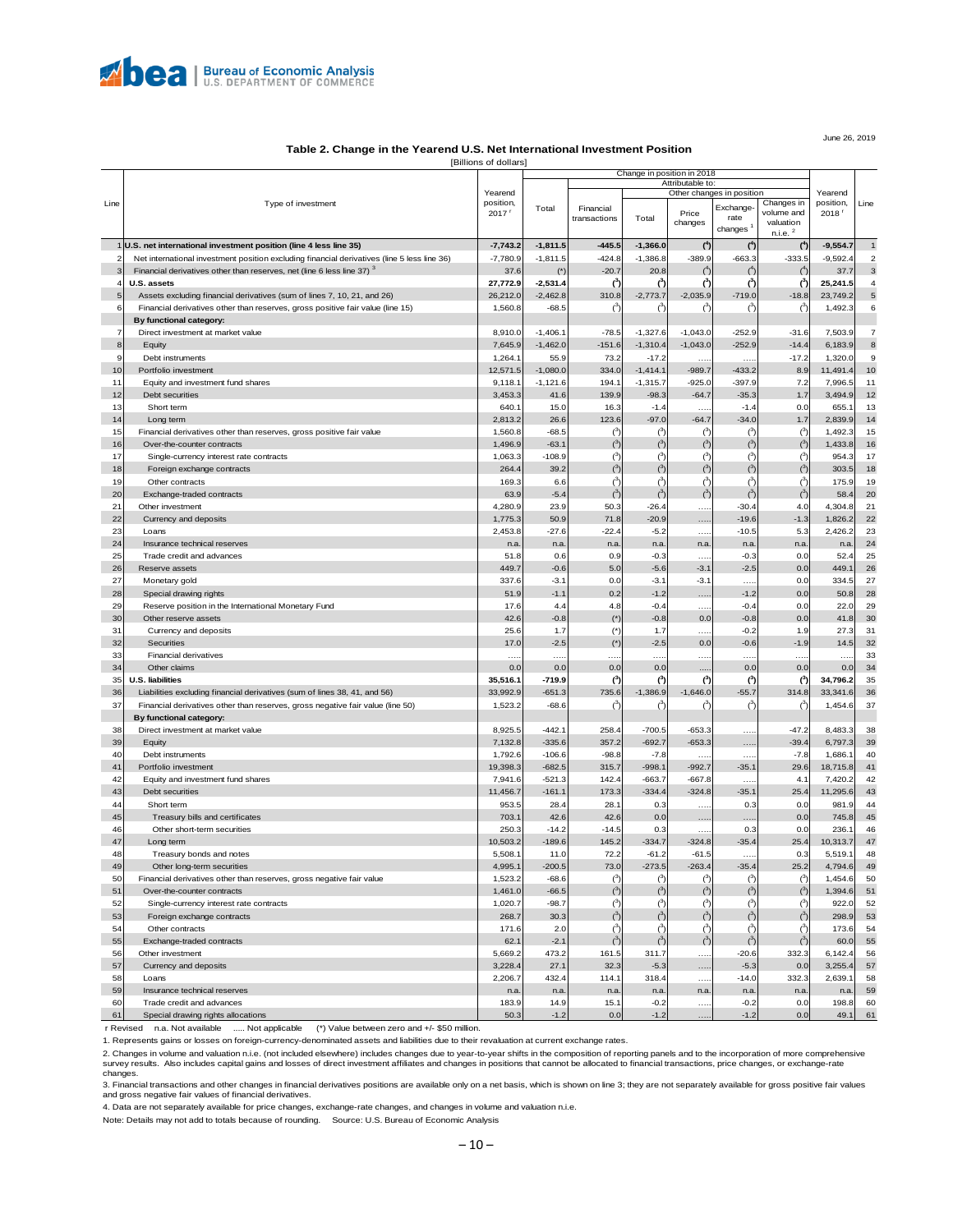Bureau of Economic Analysis
U.S. DEPARTMENT OF COMMERCE

June 26, 2019

## Table 2. Change in the Yearend U.S. Net International Investment Position

[Billions of dollars]

| Line | Type of investment | Yearend position, 2017 r | Change in position in 2018 | | | | | | | Yearend position, 2018 r | Line |
|---|---|---|---|---|---|---|---|---|---|---|---|
| | | | Total | Attributable to: | | | | | | | |
| | | | | Financial transactions | Other changes in position | | | | | | |
| | | | | | Total | Price changes | Exchange-rate changes [1] | Changes in volume and valuation n.i.e. [2] | | | |
| 1 | **U.S. net international investment position (line 4 less line 35)** | **-7,743.2** | **-1,811.5** | **-445.5** | **-1,366.0** | **(4)** | **(4)** | **(4)** | **-9,554.7** | 1 |
| 2 | Net international investment position excluding financial derivatives (line 5 less line 36) | -7,780.9 | -1,811.5 | -424.8 | -1,386.8 | -389.9 | -663.3 | -333.5 | -9,592.4 | 2 |
| 3 | Financial derivatives other than reserves, net (line 6 less line 37) [3] | 37.6 | (*) | -20.7 | 20.8 | (4) | (4) | (4) | 37.7 | 3 |
| 4 | **U.S. assets** | **27,772.9** | **-2,531.4** | **(3)** | **(3)** | **(3)** | **(3)** | **(3)** | **25,241.5** | 4 |
| 5 | Assets excluding financial derivatives (sum of lines 7, 10, 21, and 26) | 26,212.0 | -2,462.8 | 310.8 | -2,773.7 | -2,035.9 | -719.0 | -18.8 | 23,749.2 | 5 |
| 6 | Financial derivatives other than reserves, gross positive fair value (line 15) | 1,560.8 | -68.5 | (3) | (3) | (3) | (3) | (3) | 1,492.3 | 6 |
| | **By functional category:** | | | | | | | | | |
| 7 | Direct investment at market value | 8,910.0 | -1,406.1 | -78.5 | -1,327.6 | -1,043.0 | -252.9 | -31.6 | 7,503.9 | 7 |
| 8 | Equity | 7,645.9 | -1,462.0 | -151.6 | -1,310.4 | -1,043.0 | -252.9 | -14.4 | 6,183.9 | 8 |
| 9 | Debt instruments | 1,264.1 | 55.9 | 73.2 | -17.2 | .... | .... | -17.2 | 1,320.0 | 9 |
| 10 | Portfolio investment | 12,571.5 | -1,080.0 | 334.0 | -1,414.1 | -989.7 | -433.2 | 8.9 | 11,491.4 | 10 |
| 11 | Equity and investment fund shares | 9,118.1 | -1,121.6 | 194.1 | -1,315.7 | -925.0 | -397.9 | 7.2 | 7,996.5 | 11 |
| 12 | Debt securities | 3,453.3 | 41.6 | 139.9 | -98.3 | -64.7 | -35.3 | 1.7 | 3,494.9 | 12 |
| 13 | Short term | 640.1 | 15.0 | 16.3 | -1.4 | .... | -1.4 | 0.0 | 655.1 | 13 |
| 14 | Long term | 2,813.2 | 26.6 | 123.6 | -97.0 | -64.7 | -34.0 | 1.7 | 2,839.9 | 14 |
| 15 | Financial derivatives other than reserves, gross positive fair value | 1,560.8 | -68.5 | (3) | (3) | (3) | (3) | (3) | 1,492.3 | 15 |
| 16 | Over-the-counter contracts | 1,496.9 | -63.1 | (3) | (3) | (3) | (3) | (3) | 1,433.8 | 16 |
| 17 | Single-currency interest rate contracts | 1,063.3 | -108.9 | (3) | (3) | (3) | (3) | (3) | 954.3 | 17 |
| 18 | Foreign exchange contracts | 264.4 | 39.2 | (3) | (3) | (3) | (3) | (3) | 303.5 | 18 |
| 19 | Other contracts | 169.3 | 6.6 | (3) | (3) | (3) | (3) | (3) | 175.9 | 19 |
| 20 | Exchange-traded contracts | 63.9 | -5.4 | (3) | (3) | (3) | (3) | (3) | 58.4 | 20 |
| 21 | Other investment | 4,280.9 | 23.9 | 50.3 | -26.4 | .... | -30.4 | 4.0 | 4,304.8 | 21 |
| 22 | Currency and deposits | 1,775.3 | 50.9 | 71.8 | -20.9 | .... | -19.6 | -1.3 | 1,826.2 | 22 |
| 23 | Loans | 2,453.8 | -27.6 | -22.4 | -5.2 | .... | -10.5 | 5.3 | 2,426.2 | 23 |
| 24 | Insurance technical reserves | n.a. | n.a. | n.a. | n.a. | n.a. | n.a. | n.a. | n.a. | 24 |
| 25 | Trade credit and advances | 51.8 | 0.6 | 0.9 | -0.3 | .... | -0.3 | 0.0 | 52.4 | 25 |
| 26 | Reserve assets | 449.7 | -0.6 | 5.0 | -5.6 | -3.1 | -2.5 | 0.0 | 449.1 | 26 |
| 27 | Monetary gold | 337.6 | -3.1 | 0.0 | -3.1 | -3.1 | .... | 0.0 | 334.5 | 27 |
| 28 | Special drawing rights | 51.9 | -1.1 | 0.2 | -1.2 | .... | -1.2 | 0.0 | 50.8 | 28 |
| 29 | Reserve position in the International Monetary Fund | 17.6 | 4.4 | 4.8 | -0.4 | .... | -0.4 | 0.0 | 22.0 | 29 |
| 30 | Other reserve assets | 42.6 | -0.8 | (*) | -0.8 | 0.0 | -0.8 | 0.0 | 41.8 | 30 |
| 31 | Currency and deposits | 25.6 | 1.7 | (*) | 1.7 | .... | -0.2 | 1.9 | 27.3 | 31 |
| 32 | Securities | 17.0 | -2.5 | (*) | -2.5 | 0.0 | -0.6 | -1.9 | 14.5 | 32 |
| 33 | Financial derivatives | .... | .... | .... | .... | .... | .... | .... | .... | 33 |
| 34 | Other claims | 0.0 | 0.0 | 0.0 | 0.0 | .... | 0.0 | 0.0 | 0.0 | 34 |
| 35 | **U.S. liabilities** | **35,516.1** | **-719.9** | **(3)** | **(3)** | **(3)** | **(3)** | **(3)** | **34,796.2** | 35 |
| 36 | Liabilities excluding financial derivatives (sum of lines 38, 41, and 56) | 33,992.9 | -651.3 | 735.6 | -1,386.9 | -1,646.0 | -55.7 | 314.8 | 33,341.6 | 36 |
| 37 | Financial derivatives other than reserves, gross negative fair value (line 50) | 1,523.2 | -68.6 | (3) | (3) | (3) | (3) | (3) | 1,454.6 | 37 |
| | **By functional category:** | | | | | | | | | |
| 38 | Direct investment at market value | 8,925.5 | -442.1 | 258.4 | -700.5 | -653.3 | .... | -47.2 | 8,483.3 | 38 |
| 39 | Equity | 7,132.8 | -335.6 | 357.2 | -692.7 | -653.3 | .... | -39.4 | 6,797.3 | 39 |
| 40 | Debt instruments | 1,792.6 | -106.6 | -98.8 | -7.8 | .... | .... | -7.8 | 1,686.1 | 40 |
| 41 | Portfolio investment | 19,398.3 | -682.5 | 315.7 | -998.1 | -992.7 | -35.1 | 29.6 | 18,715.8 | 41 |
| 42 | Equity and investment fund shares | 7,941.6 | -521.3 | 142.4 | -663.7 | -667.8 | .... | 4.1 | 7,420.2 | 42 |
| 43 | Debt securities | 11,456.7 | -161.1 | 173.3 | -334.4 | -324.8 | -35.1 | 25.4 | 11,295.6 | 43 |
| 44 | Short term | 953.5 | 28.4 | 28.1 | 0.3 | .... | 0.3 | 0.0 | 981.9 | 44 |
| 45 | Treasury bills and certificates | 703.1 | 42.6 | 42.6 | 0.0 | .... | .... | 0.0 | 745.8 | 45 |
| 46 | Other short-term securities | 250.3 | -14.2 | -14.5 | 0.3 | .... | 0.3 | 0.0 | 236.1 | 46 |
| 47 | Long term | 10,503.2 | -189.6 | 145.2 | -334.7 | -324.8 | -35.4 | 25.4 | 10,313.7 | 47 |
| 48 | Treasury bonds and notes | 5,508.1 | 11.0 | 72.2 | -61.2 | -61.5 | .... | 0.3 | 5,519.1 | 48 |
| 49 | Other long-term securities | 4,995.1 | -200.5 | 73.0 | -273.5 | -263.4 | -35.4 | 25.2 | 4,794.6 | 49 |
| 50 | Financial derivatives other than reserves, gross negative fair value | 1,523.2 | -68.6 | (3) | (3) | (3) | (3) | (3) | 1,454.6 | 50 |
| 51 | Over-the-counter contracts | 1,461.0 | -66.5 | (3) | (3) | (3) | (3) | (3) | 1,394.6 | 51 |
| 52 | Single-currency interest rate contracts | 1,020.7 | -98.7 | (3) | (3) | (3) | (3) | (3) | 922.0 | 52 |
| 53 | Foreign exchange contracts | 268.7 | 30.3 | (3) | (3) | (3) | (3) | (3) | 298.9 | 53 |
| 54 | Other contracts | 171.6 | 2.0 | (3) | (3) | (3) | (3) | (3) | 173.6 | 54 |
| 55 | Exchange-traded contracts | 62.1 | -2.1 | (3) | (3) | (3) | (3) | (3) | 60.0 | 55 |
| 56 | Other investment | 5,669.2 | 473.2 | 161.5 | 311.7 | .... | -20.6 | 332.3 | 6,142.4 | 56 |
| 57 | Currency and deposits | 3,228.4 | 27.1 | 32.3 | -5.3 | .... | -5.3 | 0.0 | 3,255.4 | 57 |
| 58 | Loans | 2,206.7 | 432.4 | 114.1 | 318.4 | .... | -14.0 | 332.3 | 2,639.1 | 58 |
| 59 | Insurance technical reserves | n.a. | n.a. | n.a. | n.a. | n.a. | n.a. | n.a. | n.a. | 59 |
| 60 | Trade credit and advances | 183.9 | 14.9 | 15.1 | -0.2 | .... | -0.2 | 0.0 | 198.8 | 60 |
| 61 | Special drawing rights allocations | 50.3 | -1.2 | 0.0 | -1.2 | .... | -1.2 | 0.0 | 49.1 | 61 |

r Revised  n.a. Not available  ..... Not applicable  (*) Value between zero and +/- $50 million.

1. Represents gains or losses on foreign-currency-denominated assets and liabilities due to their revaluation at current exchange rates.

2. Changes in volume and valuation n.i.e. (not included elsewhere) includes changes due to year-to-year shifts in the composition of reporting panels and to the incorporation of more comprehensive survey results. Also includes capital gains and losses of direct investment affiliates and changes in positions that cannot be allocated to financial transactions, price changes, or exchange-rate changes.

3. Financial transactions and other changes in financial derivatives positions are available only on a net basis, which is shown on line 3; they are not separately available for gross positive fair values and gross negative fair values of financial derivatives.

4. Data are not separately available for price changes, exchange-rate changes, and changes in volume and valuation n.i.e.

Note: Details may not add to totals because of rounding.  Source: U.S. Bureau of Economic Analysis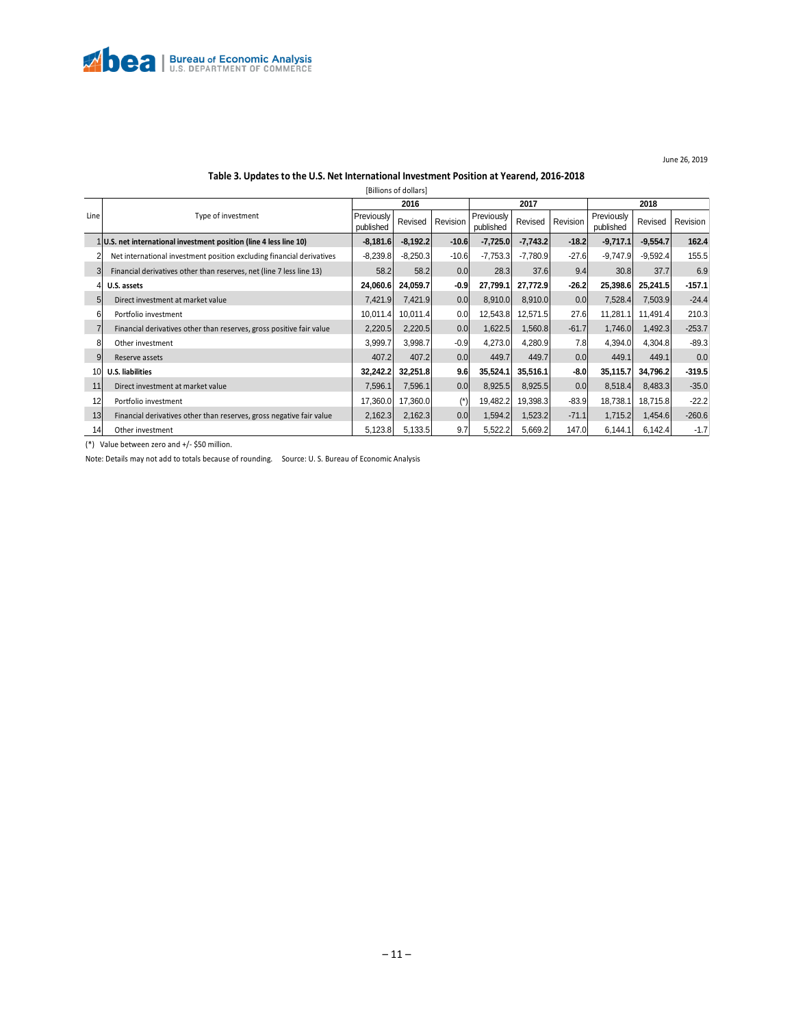Bureau of Economic Analysis
U.S. DEPARTMENT OF COMMERCE

June 26, 2019

## Table 3. Updates to the U.S. Net International Investment Position at Yearend, 2016-2018

[Billions of dollars]

| Line | Type of investment | 2016 | | | 2017 | | | 2018 | | |
|---|---|---|---|---|---|---|---|---|---|---|
| | | Previously published | Revised | Revision | Previously published | Revised | Revision | Previously published | Revised | Revision |
| 1 | **U.S. net international investment position (line 4 less line 10)** | **-8,181.6** | **-8,192.2** | **-10.6** | **-7,725.0** | **-7,743.2** | **-18.2** | **-9,717.1** | **-9,554.7** | **162.4** |
| 2 | Net international investment position excluding financial derivatives | -8,239.8 | -8,250.3 | -10.6 | -7,753.3 | -7,780.9 | -27.6 | -9,747.9 | -9,592.4 | 155.5 |
| 3 | Financial derivatives other than reserves, net (line 7 less line 13) | 58.2 | 58.2 | 0.0 | 28.3 | 37.6 | 9.4 | 30.8 | 37.7 | 6.9 |
| 4 | **U.S. assets** | **24,060.6** | **24,059.7** | **-0.9** | **27,799.1** | **27,772.9** | **-26.2** | **25,398.6** | **25,241.5** | **-157.1** |
| 5 | Direct investment at market value | 7,421.9 | 7,421.9 | 0.0 | 8,910.0 | 8,910.0 | 0.0 | 7,528.4 | 7,503.9 | -24.4 |
| 6 | Portfolio investment | 10,011.4 | 10,011.4 | 0.0 | 12,543.8 | 12,571.5 | 27.6 | 11,281.1 | 11,491.4 | 210.3 |
| 7 | Financial derivatives other than reserves, gross positive fair value | 2,220.5 | 2,220.5 | 0.0 | 1,622.5 | 1,560.8 | -61.7 | 1,746.0 | 1,492.3 | -253.7 |
| 8 | Other investment | 3,999.7 | 3,998.7 | -0.9 | 4,273.0 | 4,280.9 | 7.8 | 4,394.0 | 4,304.8 | -89.3 |
| 9 | Reserve assets | 407.2 | 407.2 | 0.0 | 449.7 | 449.7 | 0.0 | 449.1 | 449.1 | 0.0 |
| 10 | **U.S. liabilities** | **32,242.2** | **32,251.8** | **9.6** | **35,524.1** | **35,516.1** | **-8.0** | **35,115.7** | **34,796.2** | **-319.5** |
| 11 | Direct investment at market value | 7,596.1 | 7,596.1 | 0.0 | 8,925.5 | 8,925.5 | 0.0 | 8,518.4 | 8,483.3 | -35.0 |
| 12 | Portfolio investment | 17,360.0 | 17,360.0 | (*) | 19,482.2 | 19,398.3 | -83.9 | 18,738.1 | 18,715.8 | -22.2 |
| 13 | Financial derivatives other than reserves, gross negative fair value | 2,162.3 | 2,162.3 | 0.0 | 1,594.2 | 1,523.2 | -71.1 | 1,715.2 | 1,454.6 | -260.6 |
| 14 | Other investment | 5,123.8 | 5,133.5 | 9.7 | 5,522.2 | 5,669.2 | 147.0 | 6,144.1 | 6,142.4 | -1.7 |

(*) Value between zero and +/- $50 million.

Note: Details may not add to totals because of rounding.  Source: U. S. Bureau of Economic Analysis